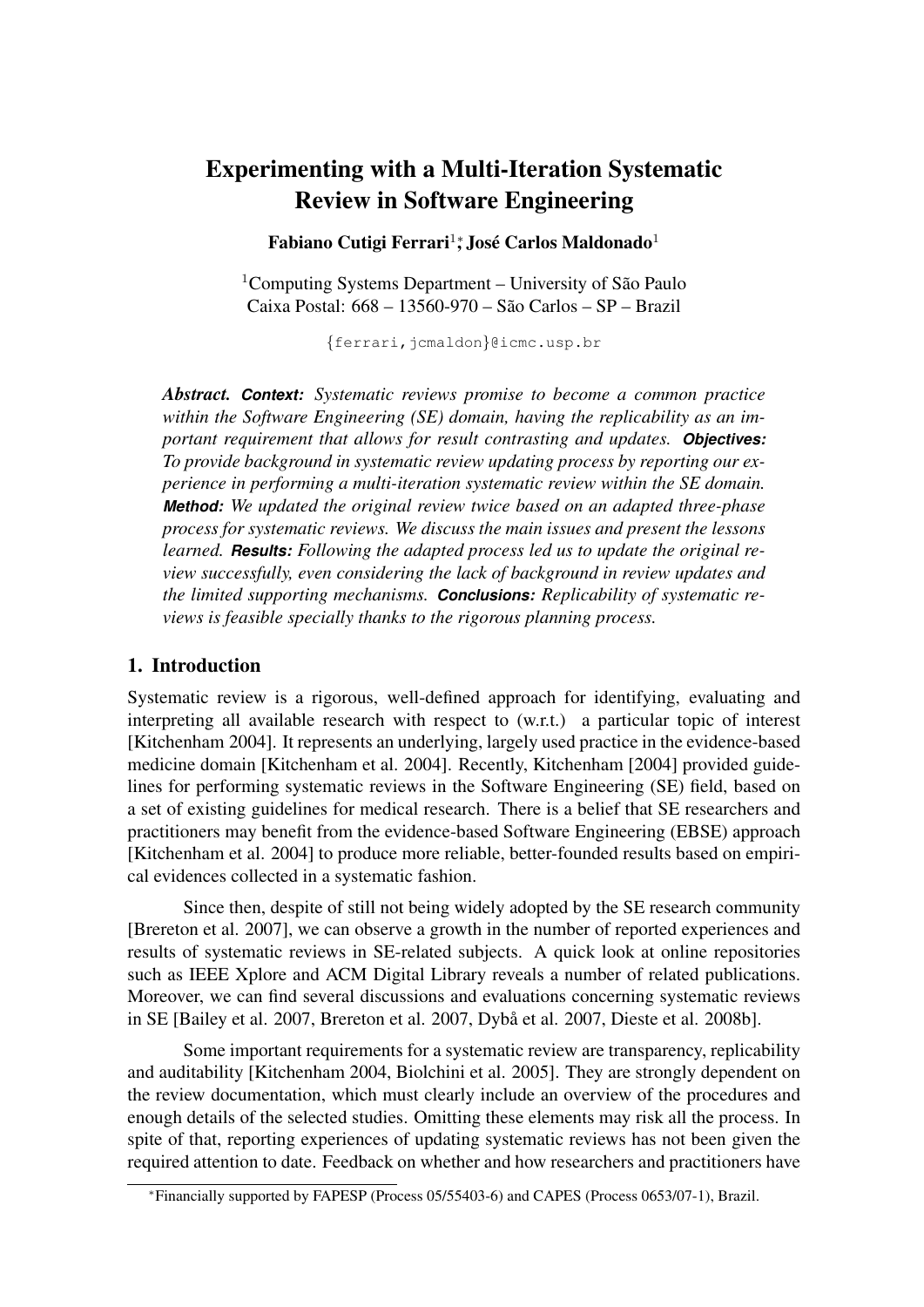# Experimenting with a Multi-Iteration Systematic Review in Software Engineering

**Fabiano Cutigi Ferrari**[1]*, **José Carlos Maldonado**[1]

[1]Computing Systems Department – University of São Paulo
Caixa Postal: 668 – 13560-970 – São Carlos – SP – Brazil

{ferrari,jcmaldon}@icmc.usp.br

***Abstract.*** ***Context:*** *Systematic reviews promise to become a common practice within the Software Engineering (SE) domain, having the replicability as an important requirement that allows for result contrasting and updates.* ***Objectives:*** *To provide background in systematic review updating process by reporting our experience in performing a multi-iteration systematic review within the SE domain.* ***Method:*** *We updated the original review twice based on an adapted three-phase process for systematic reviews. We discuss the main issues and present the lessons learned.* ***Results:*** *Following the adapted process led us to update the original review successfully, even considering the lack of background in review updates and the limited supporting mechanisms.* ***Conclusions:*** *Replicability of systematic reviews is feasible specially thanks to the rigorous planning process.*

## 1. Introduction

Systematic review is a rigorous, well-defined approach for identifying, evaluating and interpreting all available research with respect to (w.r.t.) a particular topic of interest [Kitchenham 2004]. It represents an underlying, largely used practice in the evidence-based medicine domain [Kitchenham et al. 2004]. Recently, Kitchenham [2004] provided guidelines for performing systematic reviews in the Software Engineering (SE) field, based on a set of existing guidelines for medical research. There is a belief that SE researchers and practitioners may benefit from the evidence-based Software Engineering (EBSE) approach [Kitchenham et al. 2004] to produce more reliable, better-founded results based on empirical evidences collected in a systematic fashion.

Since then, despite of still not being widely adopted by the SE research community [Brereton et al. 2007], we can observe a growth in the number of reported experiences and results of systematic reviews in SE-related subjects. A quick look at online repositories such as IEEE Xplore and ACM Digital Library reveals a number of related publications. Moreover, we can find several discussions and evaluations concerning systematic reviews in SE [Bailey et al. 2007, Brereton et al. 2007, Dybå et al. 2007, Dieste et al. 2008b].

Some important requirements for a systematic review are transparency, replicability and auditability [Kitchenham 2004, Biolchini et al. 2005]. They are strongly dependent on the review documentation, which must clearly include an overview of the procedures and enough details of the selected studies. Omitting these elements may risk all the process. In spite of that, reporting experiences of updating systematic reviews has not been given the required attention to date. Feedback on whether and how researchers and practitioners have

*Financially supported by FAPESP (Process 05/55403-6) and CAPES (Process 0653/07-1), Brazil.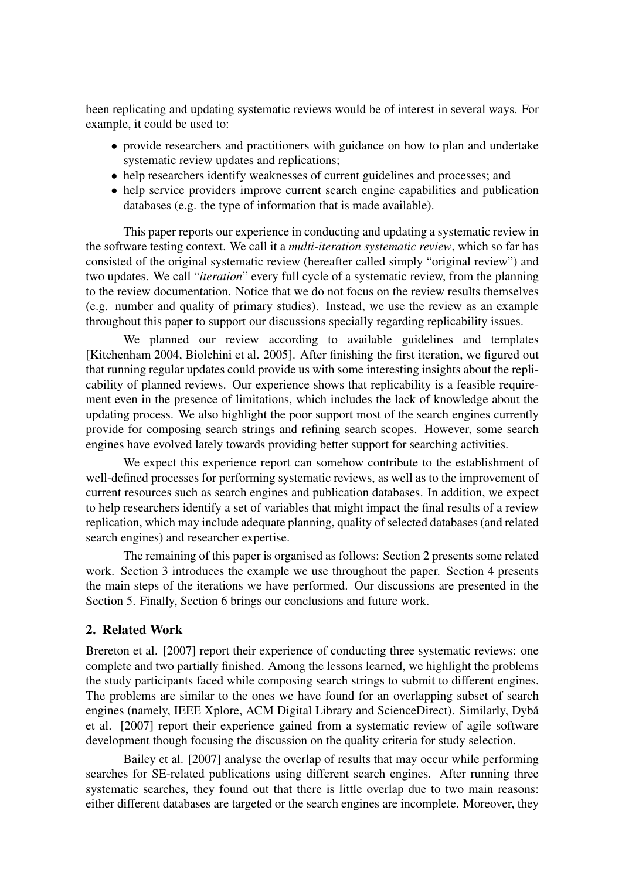been replicating and updating systematic reviews would be of interest in several ways. For example, it could be used to:

- provide researchers and practitioners with guidance on how to plan and undertake systematic review updates and replications;
- help researchers identify weaknesses of current guidelines and processes; and
- help service providers improve current search engine capabilities and publication databases (e.g. the type of information that is made available).

This paper reports our experience in conducting and updating a systematic review in the software testing context. We call it a *multi-iteration systematic review*, which so far has consisted of the original systematic review (hereafter called simply "original review") and two updates. We call "*iteration*" every full cycle of a systematic review, from the planning to the review documentation. Notice that we do not focus on the review results themselves (e.g. number and quality of primary studies). Instead, we use the review as an example throughout this paper to support our discussions specially regarding replicability issues.

We planned our review according to available guidelines and templates [Kitchenham 2004, Biolchini et al. 2005]. After finishing the first iteration, we figured out that running regular updates could provide us with some interesting insights about the replicability of planned reviews. Our experience shows that replicability is a feasible requirement even in the presence of limitations, which includes the lack of knowledge about the updating process. We also highlight the poor support most of the search engines currently provide for composing search strings and refining search scopes. However, some search engines have evolved lately towards providing better support for searching activities.

We expect this experience report can somehow contribute to the establishment of well-defined processes for performing systematic reviews, as well as to the improvement of current resources such as search engines and publication databases. In addition, we expect to help researchers identify a set of variables that might impact the final results of a review replication, which may include adequate planning, quality of selected databases (and related search engines) and researcher expertise.

The remaining of this paper is organised as follows: Section 2 presents some related work. Section 3 introduces the example we use throughout the paper. Section 4 presents the main steps of the iterations we have performed. Our discussions are presented in the Section 5. Finally, Section 6 brings our conclusions and future work.

## 2. Related Work

Brereton et al. [2007] report their experience of conducting three systematic reviews: one complete and two partially finished. Among the lessons learned, we highlight the problems the study participants faced while composing search strings to submit to different engines. The problems are similar to the ones we have found for an overlapping subset of search engines (namely, IEEE Xplore, ACM Digital Library and ScienceDirect). Similarly, Dybå et al. [2007] report their experience gained from a systematic review of agile software development though focusing the discussion on the quality criteria for study selection.

Bailey et al. [2007] analyse the overlap of results that may occur while performing searches for SE-related publications using different search engines. After running three systematic searches, they found out that there is little overlap due to two main reasons: either different databases are targeted or the search engines are incomplete. Moreover, they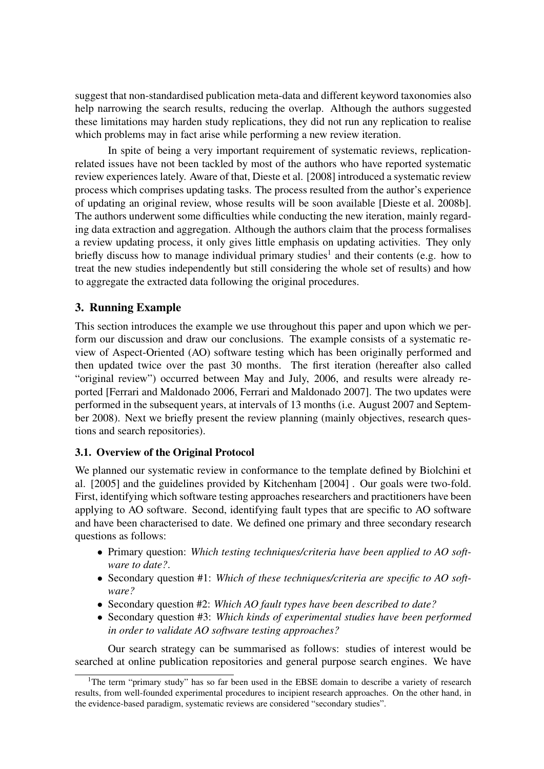suggest that non-standardised publication meta-data and different keyword taxonomies also help narrowing the search results, reducing the overlap. Although the authors suggested these limitations may harden study replications, they did not run any replication to realise which problems may in fact arise while performing a new review iteration.

In spite of being a very important requirement of systematic reviews, replication-related issues have not been tackled by most of the authors who have reported systematic review experiences lately. Aware of that, Dieste et al. [2008] introduced a systematic review process which comprises updating tasks. The process resulted from the author's experience of updating an original review, whose results will be soon available [Dieste et al. 2008b]. The authors underwent some difficulties while conducting the new iteration, mainly regarding data extraction and aggregation. Although the authors claim that the process formalises a review updating process, it only gives little emphasis on updating activities. They only briefly discuss how to manage individual primary studies[1] and their contents (e.g. how to treat the new studies independently but still considering the whole set of results) and how to aggregate the extracted data following the original procedures.

## 3. Running Example

This section introduces the example we use throughout this paper and upon which we perform our discussion and draw our conclusions. The example consists of a systematic review of Aspect-Oriented (AO) software testing which has been originally performed and then updated twice over the past 30 months. The first iteration (hereafter also called "original review") occurred between May and July, 2006, and results were already reported [Ferrari and Maldonado 2006, Ferrari and Maldonado 2007]. The two updates were performed in the subsequent years, at intervals of 13 months (i.e. August 2007 and September 2008). Next we briefly present the review planning (mainly objectives, research questions and search repositories).

### 3.1. Overview of the Original Protocol

We planned our systematic review in conformance to the template defined by Biolchini et al. [2005] and the guidelines provided by Kitchenham [2004] . Our goals were two-fold. First, identifying which software testing approaches researchers and practitioners have been applying to AO software. Second, identifying fault types that are specific to AO software and have been characterised to date. We defined one primary and three secondary research questions as follows:

- Primary question: *Which testing techniques/criteria have been applied to AO software to date?*.
- Secondary question #1: *Which of these techniques/criteria are specific to AO software?*
- Secondary question #2: *Which AO fault types have been described to date?*
- Secondary question #3: *Which kinds of experimental studies have been performed in order to validate AO software testing approaches?*

Our search strategy can be summarised as follows: studies of interest would be searched at online publication repositories and general purpose search engines. We have

[1] The term "primary study" has so far been used in the EBSE domain to describe a variety of research results, from well-founded experimental procedures to incipient research approaches. On the other hand, in the evidence-based paradigm, systematic reviews are considered "secondary studies".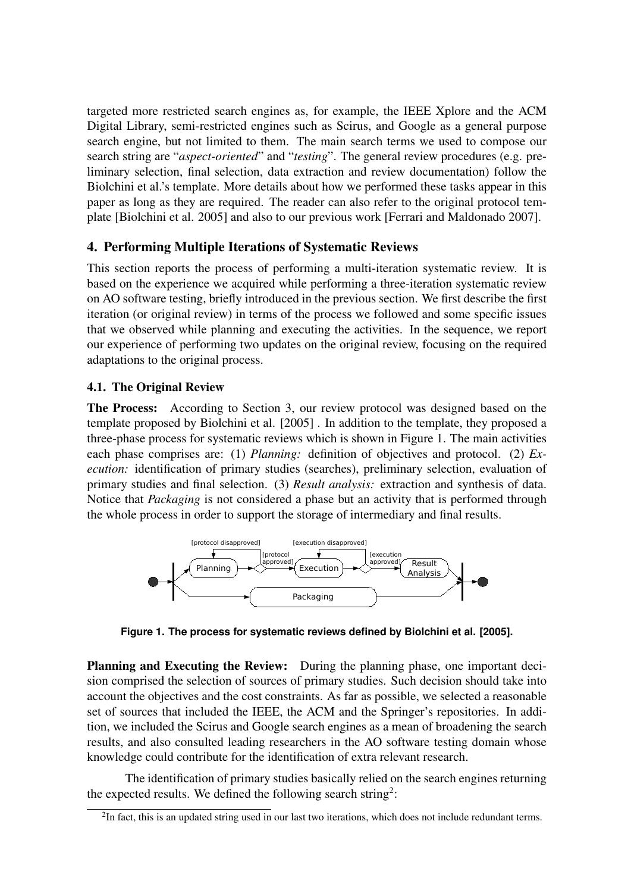targeted more restricted search engines as, for example, the IEEE Xplore and the ACM Digital Library, semi-restricted engines such as Scirus, and Google as a general purpose search engine, but not limited to them. The main search terms we used to compose our search string are "*aspect-oriented*" and "*testing*". The general review procedures (e.g. preliminary selection, final selection, data extraction and review documentation) follow the Biolchini et al.'s template. More details about how we performed these tasks appear in this paper as long as they are required. The reader can also refer to the original protocol template [Biolchini et al. 2005] and also to our previous work [Ferrari and Maldonado 2007].

## 4. Performing Multiple Iterations of Systematic Reviews

This section reports the process of performing a multi-iteration systematic review. It is based on the experience we acquired while performing a three-iteration systematic review on AO software testing, briefly introduced in the previous section. We first describe the first iteration (or original review) in terms of the process we followed and some specific issues that we observed while planning and executing the activities. In the sequence, we report our experience of performing two updates on the original review, focusing on the required adaptations to the original process.

### 4.1. The Original Review

**The Process:** According to Section 3, our review protocol was designed based on the template proposed by Biolchini et al. [2005] . In addition to the template, they proposed a three-phase process for systematic reviews which is shown in Figure 1. The main activities each phase comprises are: (1) *Planning:* definition of objectives and protocol. (2) *Execution:* identification of primary studies (searches), preliminary selection, evaluation of primary studies and final selection. (3) *Result analysis:* extraction and synthesis of data. Notice that *Packaging* is not considered a phase but an activity that is performed through the whole process in order to support the storage of intermediary and final results.

**Figure 1. The process for systematic reviews defined by Biolchini et al. [2005].**

**Planning and Executing the Review:** During the planning phase, one important decision comprised the selection of sources of primary studies. Such decision should take into account the objectives and the cost constraints. As far as possible, we selected a reasonable set of sources that included the IEEE, the ACM and the Springer's repositories. In addition, we included the Scirus and Google search engines as a mean of broadening the search results, and also consulted leading researchers in the AO software testing domain whose knowledge could contribute for the identification of extra relevant research.

The identification of primary studies basically relied on the search engines returning the expected results. We defined the following search string[2]:

[2] In fact, this is an updated string used in our last two iterations, which does not include redundant terms.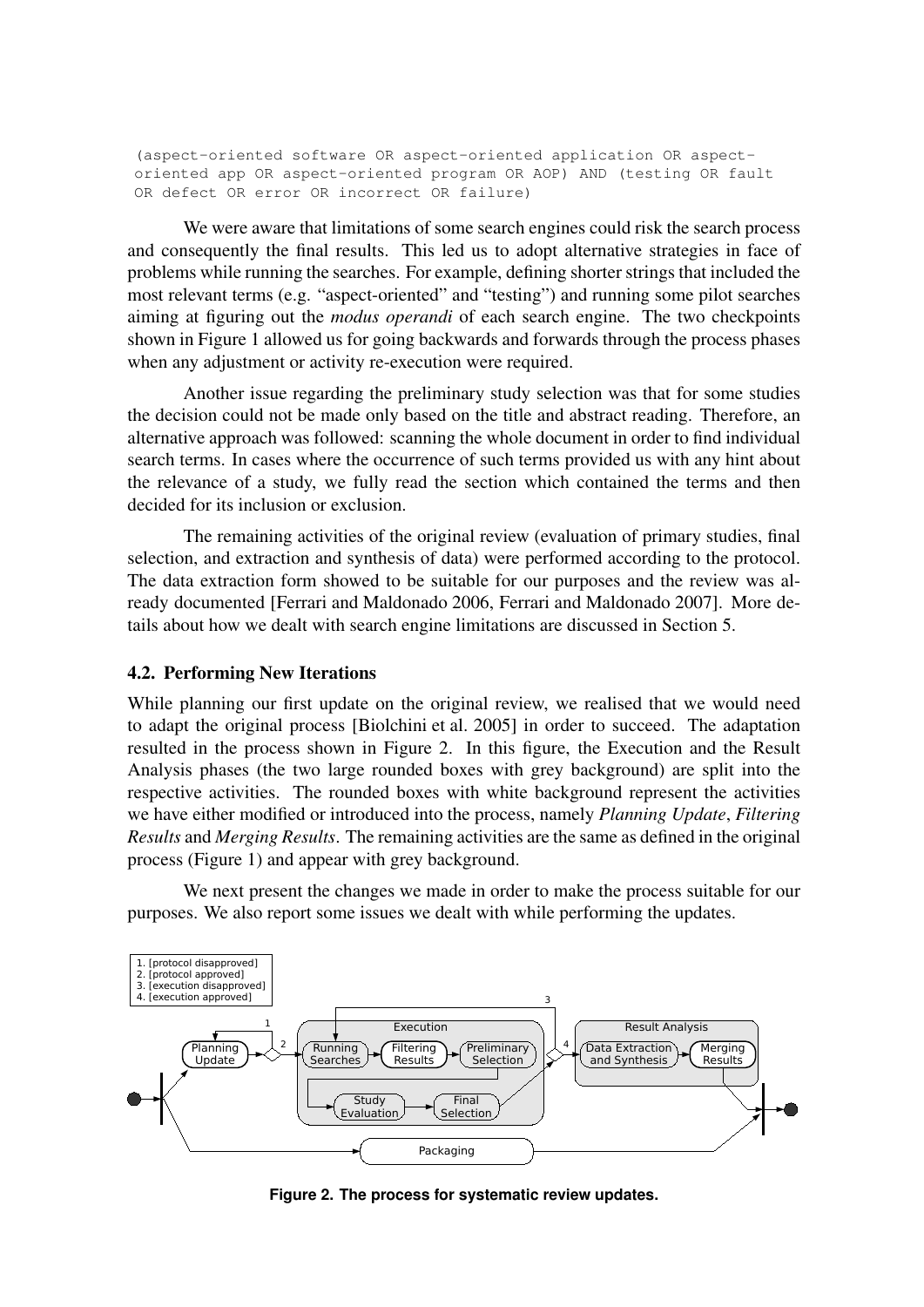```
(aspect-oriented software OR aspect-oriented application OR aspect-
oriented app OR aspect-oriented program OR AOP) AND (testing OR fault
OR defect OR error OR incorrect OR failure)
```

We were aware that limitations of some search engines could risk the search process and consequently the final results. This led us to adopt alternative strategies in face of problems while running the searches. For example, defining shorter strings that included the most relevant terms (e.g. "aspect-oriented" and "testing") and running some pilot searches aiming at figuring out the *modus operandi* of each search engine. The two checkpoints shown in Figure 1 allowed us for going backwards and forwards through the process phases when any adjustment or activity re-execution were required.

Another issue regarding the preliminary study selection was that for some studies the decision could not be made only based on the title and abstract reading. Therefore, an alternative approach was followed: scanning the whole document in order to find individual search terms. In cases where the occurrence of such terms provided us with any hint about the relevance of a study, we fully read the section which contained the terms and then decided for its inclusion or exclusion.

The remaining activities of the original review (evaluation of primary studies, final selection, and extraction and synthesis of data) were performed according to the protocol. The data extraction form showed to be suitable for our purposes and the review was already documented [Ferrari and Maldonado 2006, Ferrari and Maldonado 2007]. More details about how we dealt with search engine limitations are discussed in Section 5.

### 4.2. Performing New Iterations

While planning our first update on the original review, we realised that we would need to adapt the original process [Biolchini et al. 2005] in order to succeed. The adaptation resulted in the process shown in Figure 2. In this figure, the Execution and the Result Analysis phases (the two large rounded boxes with grey background) are split into the respective activities. The rounded boxes with white background represent the activities we have either modified or introduced into the process, namely *Planning Update*, *Filtering Results* and *Merging Results*. The remaining activities are the same as defined in the original process (Figure 1) and appear with grey background.

We next present the changes we made in order to make the process suitable for our purposes. We also report some issues we dealt with while performing the updates.

**Figure 2. The process for systematic review updates.**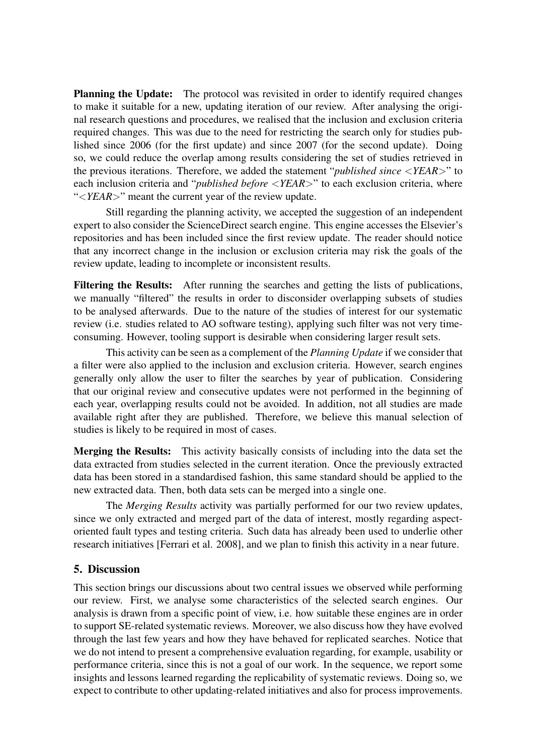**Planning the Update:** The protocol was revisited in order to identify required changes to make it suitable for a new, updating iteration of our review. After analysing the original research questions and procedures, we realised that the inclusion and exclusion criteria required changes. This was due to the need for restricting the search only for studies published since 2006 (for the first update) and since 2007 (for the second update). Doing so, we could reduce the overlap among results considering the set of studies retrieved in the previous iterations. Therefore, we added the statement "*published since <YEAR>*" to each inclusion criteria and "*published before <YEAR>*" to each exclusion criteria, where "*<YEAR>*" meant the current year of the review update.

Still regarding the planning activity, we accepted the suggestion of an independent expert to also consider the ScienceDirect search engine. This engine accesses the Elsevier's repositories and has been included since the first review update. The reader should notice that any incorrect change in the inclusion or exclusion criteria may risk the goals of the review update, leading to incomplete or inconsistent results.

**Filtering the Results:** After running the searches and getting the lists of publications, we manually "filtered" the results in order to disconsider overlapping subsets of studies to be analysed afterwards. Due to the nature of the studies of interest for our systematic review (i.e. studies related to AO software testing), applying such filter was not very time-consuming. However, tooling support is desirable when considering larger result sets.

This activity can be seen as a complement of the *Planning Update* if we consider that a filter were also applied to the inclusion and exclusion criteria. However, search engines generally only allow the user to filter the searches by year of publication. Considering that our original review and consecutive updates were not performed in the beginning of each year, overlapping results could not be avoided. In addition, not all studies are made available right after they are published. Therefore, we believe this manual selection of studies is likely to be required in most of cases.

**Merging the Results:** This activity basically consists of including into the data set the data extracted from studies selected in the current iteration. Once the previously extracted data has been stored in a standardised fashion, this same standard should be applied to the new extracted data. Then, both data sets can be merged into a single one.

The *Merging Results* activity was partially performed for our two review updates, since we only extracted and merged part of the data of interest, mostly regarding aspect-oriented fault types and testing criteria. Such data has already been used to underlie other research initiatives [Ferrari et al. 2008], and we plan to finish this activity in a near future.

## 5. Discussion

This section brings our discussions about two central issues we observed while performing our review. First, we analyse some characteristics of the selected search engines. Our analysis is drawn from a specific point of view, i.e. how suitable these engines are in order to support SE-related systematic reviews. Moreover, we also discuss how they have evolved through the last few years and how they have behaved for replicated searches. Notice that we do not intend to present a comprehensive evaluation regarding, for example, usability or performance criteria, since this is not a goal of our work. In the sequence, we report some insights and lessons learned regarding the replicability of systematic reviews. Doing so, we expect to contribute to other updating-related initiatives and also for process improvements.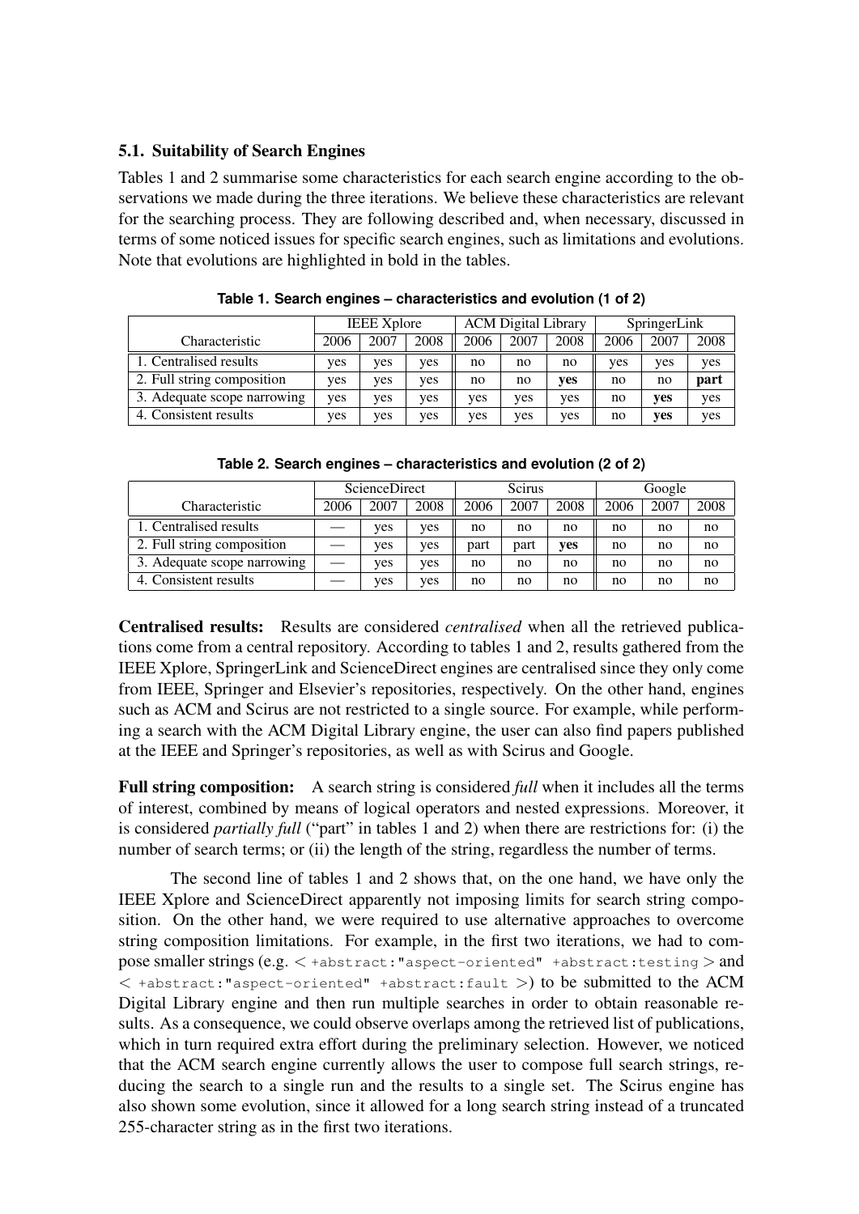### 5.1. Suitability of Search Engines

Tables 1 and 2 summarise some characteristics for each search engine according to the observations we made during the three iterations. We believe these characteristics are relevant for the searching process. They are following described and, when necessary, discussed in terms of some noticed issues for specific search engines, such as limitations and evolutions. Note that evolutions are highlighted in bold in the tables.

**Table 1. Search engines – characteristics and evolution (1 of 2)**

| | IEEE Xplore | | | ACM Digital Library | | | SpringerLink | | |
|---|---|---|---|---|---|---|---|---|---|
| Characteristic | 2006 | 2007 | 2008 | 2006 | 2007 | 2008 | 2006 | 2007 | 2008 |
| 1. Centralised results | yes | yes | yes | no | no | no | yes | yes | yes |
| 2. Full string composition | yes | yes | yes | no | no | **yes** | no | no | **part** |
| 3. Adequate scope narrowing | yes | yes | yes | yes | yes | yes | no | **yes** | yes |
| 4. Consistent results | yes | yes | yes | yes | yes | yes | no | **yes** | yes |

**Table 2. Search engines – characteristics and evolution (2 of 2)**

| | ScienceDirect | | | Scirus | | | Google | | |
|---|---|---|---|---|---|---|---|---|---|
| Characteristic | 2006 | 2007 | 2008 | 2006 | 2007 | 2008 | 2006 | 2007 | 2008 |
| 1. Centralised results | — | yes | yes | no | no | no | no | no | no |
| 2. Full string composition | — | yes | yes | part | part | **yes** | no | no | no |
| 3. Adequate scope narrowing | — | yes | yes | no | no | no | no | no | no |
| 4. Consistent results | — | yes | yes | no | no | no | no | no | no |

**Centralised results:** Results are considered *centralised* when all the retrieved publications come from a central repository. According to tables 1 and 2, results gathered from the IEEE Xplore, SpringerLink and ScienceDirect engines are centralised since they only come from IEEE, Springer and Elsevier's repositories, respectively. On the other hand, engines such as ACM and Scirus are not restricted to a single source. For example, while performing a search with the ACM Digital Library engine, the user can also find papers published at the IEEE and Springer's repositories, as well as with Scirus and Google.

**Full string composition:** A search string is considered *full* when it includes all the terms of interest, combined by means of logical operators and nested expressions. Moreover, it is considered *partially full* ("part" in tables 1 and 2) when there are restrictions for: (i) the number of search terms; or (ii) the length of the string, regardless the number of terms.

The second line of tables 1 and 2 shows that, on the one hand, we have only the IEEE Xplore and ScienceDirect apparently not imposing limits for search string composition. On the other hand, we were required to use alternative approaches to overcome string composition limitations. For example, in the first two iterations, we had to compose smaller strings (e.g. < `+abstract:"aspect-oriented" +abstract:testing` > and < `+abstract:"aspect-oriented" +abstract:fault` >) to be submitted to the ACM Digital Library engine and then run multiple searches in order to obtain reasonable results. As a consequence, we could observe overlaps among the retrieved list of publications, which in turn required extra effort during the preliminary selection. However, we noticed that the ACM search engine currently allows the user to compose full search strings, reducing the search to a single run and the results to a single set. The Scirus engine has also shown some evolution, since it allowed for a long search string instead of a truncated 255-character string as in the first two iterations.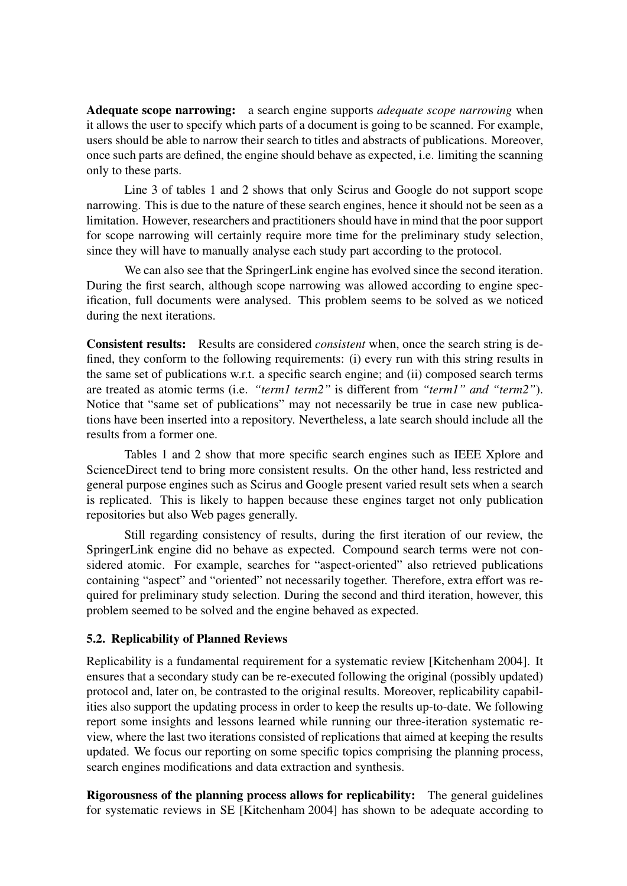**Adequate scope narrowing:** a search engine supports *adequate scope narrowing* when it allows the user to specify which parts of a document is going to be scanned. For example, users should be able to narrow their search to titles and abstracts of publications. Moreover, once such parts are defined, the engine should behave as expected, i.e. limiting the scanning only to these parts.

Line 3 of tables 1 and 2 shows that only Scirus and Google do not support scope narrowing. This is due to the nature of these search engines, hence it should not be seen as a limitation. However, researchers and practitioners should have in mind that the poor support for scope narrowing will certainly require more time for the preliminary study selection, since they will have to manually analyse each study part according to the protocol.

We can also see that the SpringerLink engine has evolved since the second iteration. During the first search, although scope narrowing was allowed according to engine specification, full documents were analysed. This problem seems to be solved as we noticed during the next iterations.

**Consistent results:** Results are considered *consistent* when, once the search string is defined, they conform to the following requirements: (i) every run with this string results in the same set of publications w.r.t. a specific search engine; and (ii) composed search terms are treated as atomic terms (i.e. *"term1 term2"* is different from *"term1" and "term2"*). Notice that "same set of publications" may not necessarily be true in case new publications have been inserted into a repository. Nevertheless, a late search should include all the results from a former one.

Tables 1 and 2 show that more specific search engines such as IEEE Xplore and ScienceDirect tend to bring more consistent results. On the other hand, less restricted and general purpose engines such as Scirus and Google present varied result sets when a search is replicated. This is likely to happen because these engines target not only publication repositories but also Web pages generally.

Still regarding consistency of results, during the first iteration of our review, the SpringerLink engine did no behave as expected. Compound search terms were not considered atomic. For example, searches for "aspect-oriented" also retrieved publications containing "aspect" and "oriented" not necessarily together. Therefore, extra effort was required for preliminary study selection. During the second and third iteration, however, this problem seemed to be solved and the engine behaved as expected.

### 5.2. Replicability of Planned Reviews

Replicability is a fundamental requirement for a systematic review [Kitchenham 2004]. It ensures that a secondary study can be re-executed following the original (possibly updated) protocol and, later on, be contrasted to the original results. Moreover, replicability capabilities also support the updating process in order to keep the results up-to-date. We following report some insights and lessons learned while running our three-iteration systematic review, where the last two iterations consisted of replications that aimed at keeping the results updated. We focus our reporting on some specific topics comprising the planning process, search engines modifications and data extraction and synthesis.

**Rigorousness of the planning process allows for replicability:** The general guidelines for systematic reviews in SE [Kitchenham 2004] has shown to be adequate according to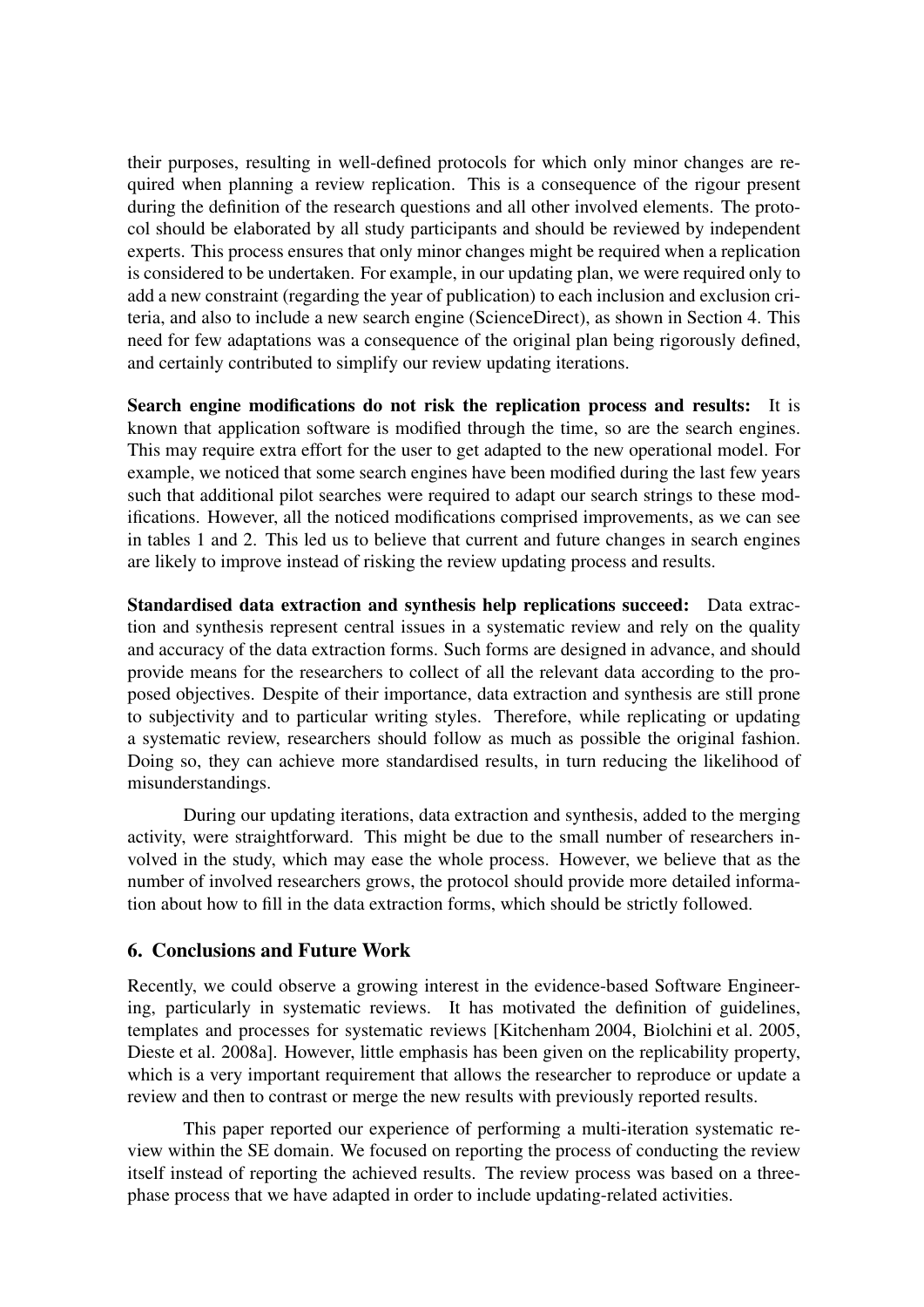their purposes, resulting in well-defined protocols for which only minor changes are required when planning a review replication. This is a consequence of the rigour present during the definition of the research questions and all other involved elements. The protocol should be elaborated by all study participants and should be reviewed by independent experts. This process ensures that only minor changes might be required when a replication is considered to be undertaken. For example, in our updating plan, we were required only to add a new constraint (regarding the year of publication) to each inclusion and exclusion criteria, and also to include a new search engine (ScienceDirect), as shown in Section 4. This need for few adaptations was a consequence of the original plan being rigorously defined, and certainly contributed to simplify our review updating iterations.

**Search engine modifications do not risk the replication process and results:** It is known that application software is modified through the time, so are the search engines. This may require extra effort for the user to get adapted to the new operational model. For example, we noticed that some search engines have been modified during the last few years such that additional pilot searches were required to adapt our search strings to these modifications. However, all the noticed modifications comprised improvements, as we can see in tables 1 and 2. This led us to believe that current and future changes in search engines are likely to improve instead of risking the review updating process and results.

**Standardised data extraction and synthesis help replications succeed:** Data extraction and synthesis represent central issues in a systematic review and rely on the quality and accuracy of the data extraction forms. Such forms are designed in advance, and should provide means for the researchers to collect of all the relevant data according to the proposed objectives. Despite of their importance, data extraction and synthesis are still prone to subjectivity and to particular writing styles. Therefore, while replicating or updating a systematic review, researchers should follow as much as possible the original fashion. Doing so, they can achieve more standardised results, in turn reducing the likelihood of misunderstandings.

During our updating iterations, data extraction and synthesis, added to the merging activity, were straightforward. This might be due to the small number of researchers involved in the study, which may ease the whole process. However, we believe that as the number of involved researchers grows, the protocol should provide more detailed information about how to fill in the data extraction forms, which should be strictly followed.

## 6. Conclusions and Future Work

Recently, we could observe a growing interest in the evidence-based Software Engineering, particularly in systematic reviews. It has motivated the definition of guidelines, templates and processes for systematic reviews [Kitchenham 2004, Biolchini et al. 2005, Dieste et al. 2008a]. However, little emphasis has been given on the replicability property, which is a very important requirement that allows the researcher to reproduce or update a review and then to contrast or merge the new results with previously reported results.

This paper reported our experience of performing a multi-iteration systematic review within the SE domain. We focused on reporting the process of conducting the review itself instead of reporting the achieved results. The review process was based on a three-phase process that we have adapted in order to include updating-related activities.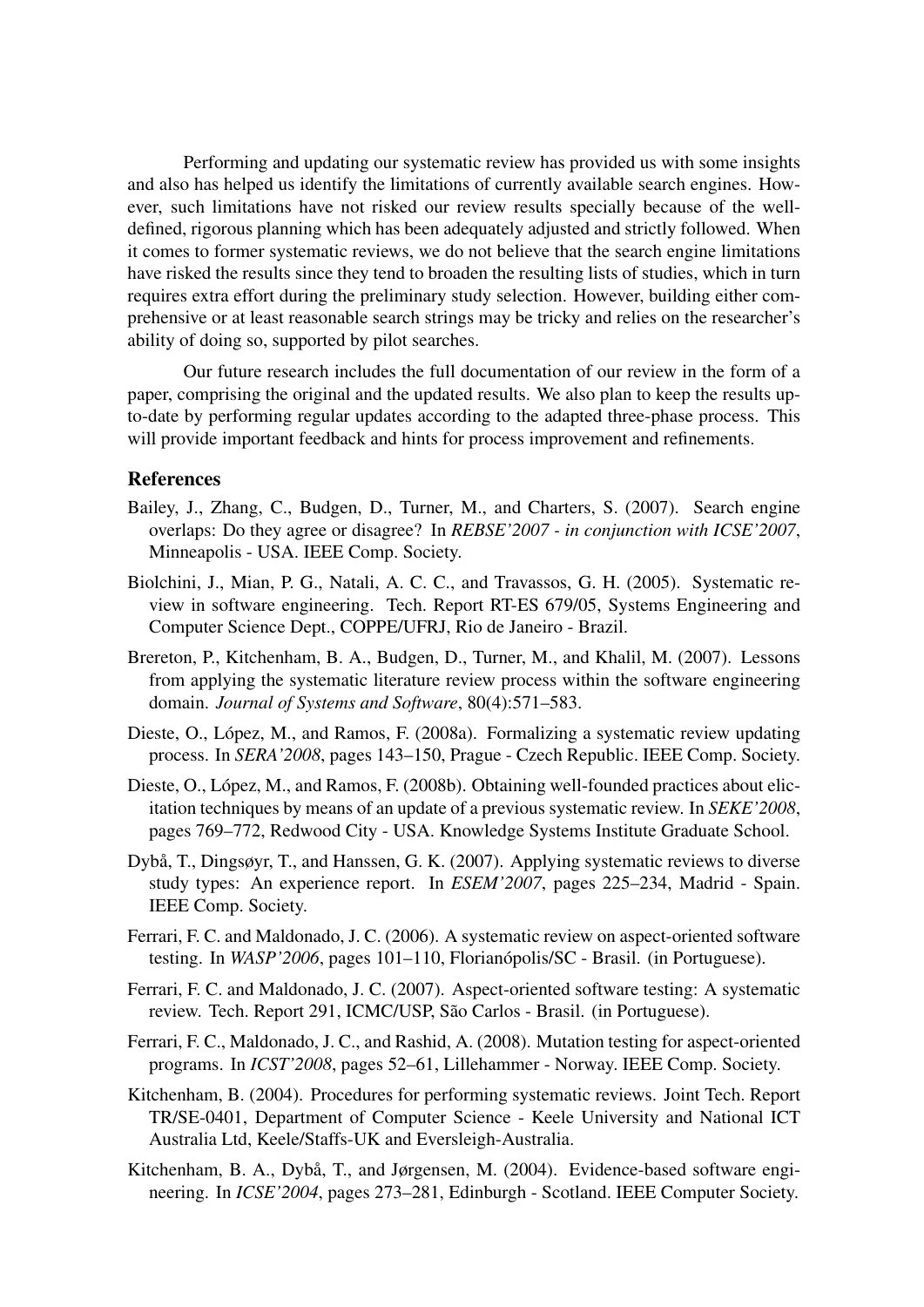Performing and updating our systematic review has provided us with some insights and also has helped us identify the limitations of currently available search engines. However, such limitations have not risked our review results specially because of the well-defined, rigorous planning which has been adequately adjusted and strictly followed. When it comes to former systematic reviews, we do not believe that the search engine limitations have risked the results since they tend to broaden the resulting lists of studies, which in turn requires extra effort during the preliminary study selection. However, building either comprehensive or at least reasonable search strings may be tricky and relies on the researcher's ability of doing so, supported by pilot searches.

Our future research includes the full documentation of our review in the form of a paper, comprising the original and the updated results. We also plan to keep the results up-to-date by performing regular updates according to the adapted three-phase process. This will provide important feedback and hints for process improvement and refinements.

## References

Bailey, J., Zhang, C., Budgen, D., Turner, M., and Charters, S. (2007). Search engine overlaps: Do they agree or disagree? In *REBSE'2007 - in conjunction with ICSE'2007*, Minneapolis - USA. IEEE Comp. Society.

Biolchini, J., Mian, P. G., Natali, A. C. C., and Travassos, G. H. (2005). Systematic review in software engineering. Tech. Report RT-ES 679/05, Systems Engineering and Computer Science Dept., COPPE/UFRJ, Rio de Janeiro - Brazil.

Brereton, P., Kitchenham, B. A., Budgen, D., Turner, M., and Khalil, M. (2007). Lessons from applying the systematic literature review process within the software engineering domain. *Journal of Systems and Software*, 80(4):571–583.

Dieste, O., López, M., and Ramos, F. (2008a). Formalizing a systematic review updating process. In *SERA'2008*, pages 143–150, Prague - Czech Republic. IEEE Comp. Society.

Dieste, O., López, M., and Ramos, F. (2008b). Obtaining well-founded practices about elicitation techniques by means of an update of a previous systematic review. In *SEKE'2008*, pages 769–772, Redwood City - USA. Knowledge Systems Institute Graduate School.

Dybå, T., Dingsøyr, T., and Hanssen, G. K. (2007). Applying systematic reviews to diverse study types: An experience report. In *ESEM'2007*, pages 225–234, Madrid - Spain. IEEE Comp. Society.

Ferrari, F. C. and Maldonado, J. C. (2006). A systematic review on aspect-oriented software testing. In *WASP'2006*, pages 101–110, Florianópolis/SC - Brasil. (in Portuguese).

Ferrari, F. C. and Maldonado, J. C. (2007). Aspect-oriented software testing: A systematic review. Tech. Report 291, ICMC/USP, São Carlos - Brasil. (in Portuguese).

Ferrari, F. C., Maldonado, J. C., and Rashid, A. (2008). Mutation testing for aspect-oriented programs. In *ICST'2008*, pages 52–61, Lillehammer - Norway. IEEE Comp. Society.

Kitchenham, B. (2004). Procedures for performing systematic reviews. Joint Tech. Report TR/SE-0401, Department of Computer Science - Keele University and National ICT Australia Ltd, Keele/Staffs-UK and Eversleigh-Australia.

Kitchenham, B. A., Dybå, T., and Jørgensen, M. (2004). Evidence-based software engineering. In *ICSE'2004*, pages 273–281, Edinburgh - Scotland. IEEE Computer Society.